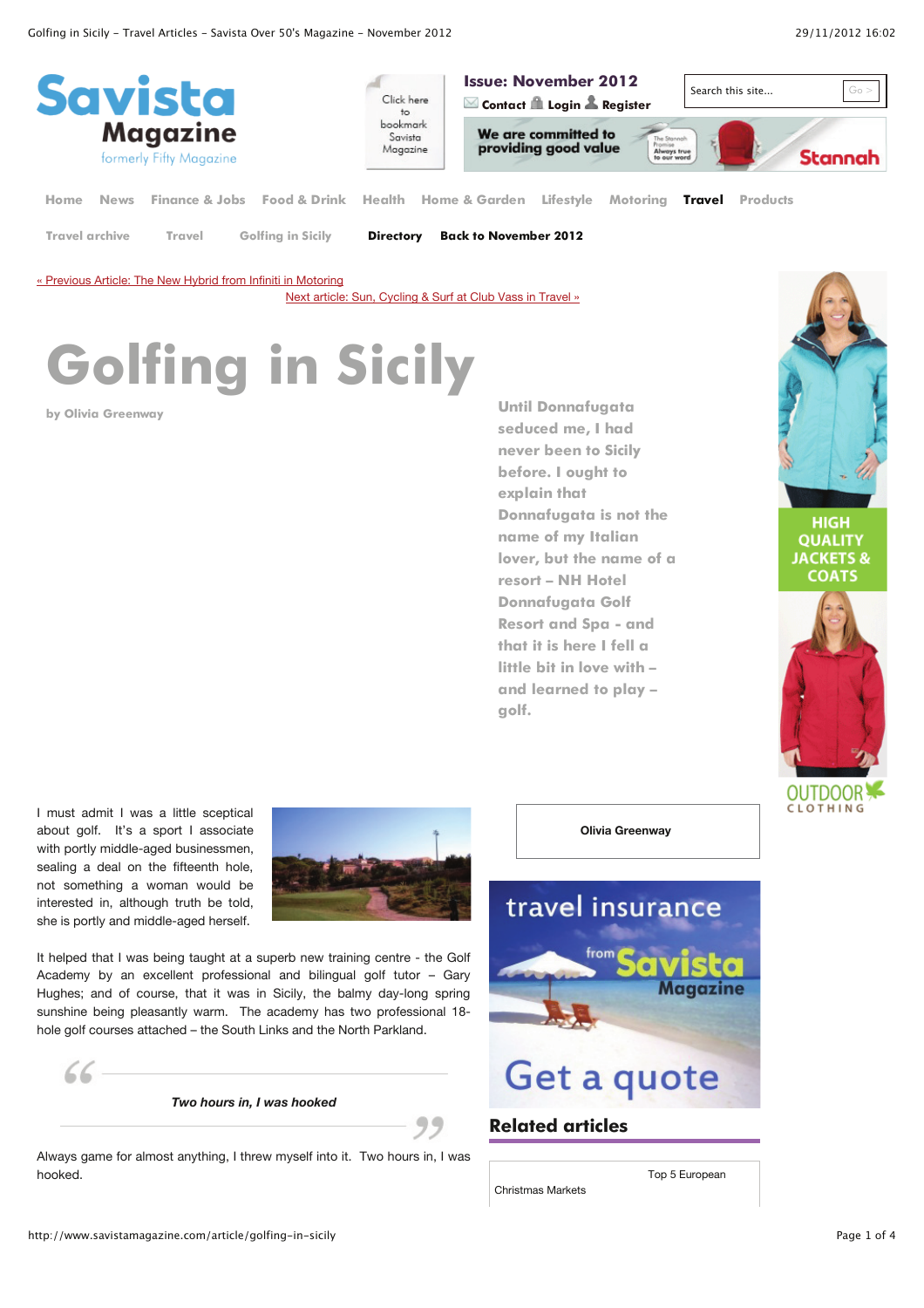# Golfing in Sicily

by Olivia Greenway

**Until Donnafugata seduced me, I had never been to Sicily before. I ought to explain that Donnafugata is not the name of my Italian lover, but the name of a resort – NH Hotel Donnafugata Golf Resort and Spa - and that it is here I fell a little bit in love with – and learned to play – golf.**

I must admit I was a little sceptical about golf. It's a sport I associate with portly middle-aged businessmen, sealing a deal on the fifteenth hole, not something a woman would be interested in, although truth be told, she is portly and middle-aged herself.

It helped that I was being taught at a superb new training centre - the Golf Academy by an excellent professional and bilingual golf tutor – Gary Hughes; and of course, that it was in Sicily, the balmy day-long spring sunshine being pleasantly warm. The academy has two professional 18-hole golf courses attached – the South Links and the North Parkland.

> ***Two hours in, I was hooked***

Always game for almost anything, I threw myself into it. Two hours in, I was hooked.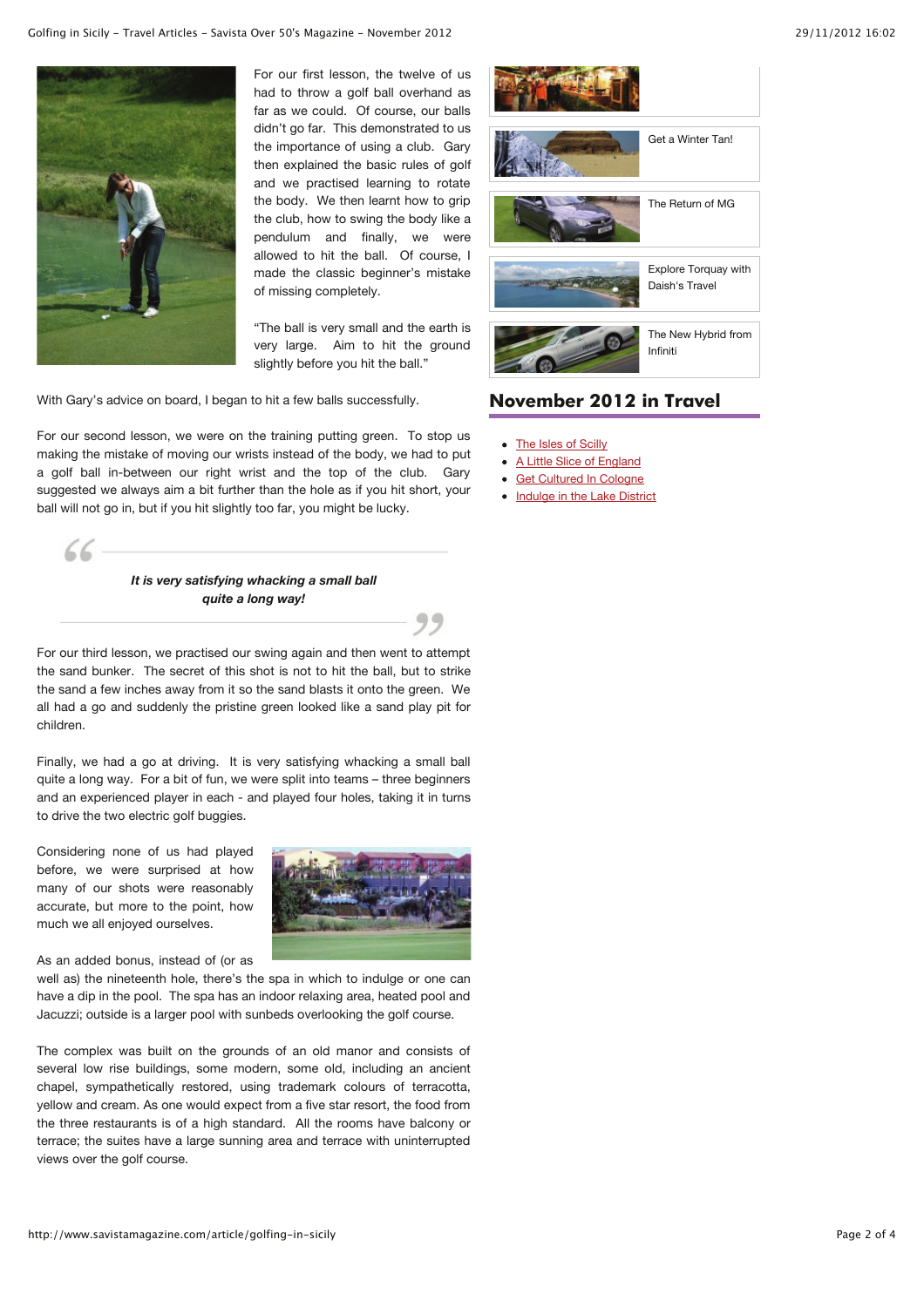For our first lesson, the twelve of us had to throw a golf ball overhand as far as we could. Of course, our balls didn't go far. This demonstrated to us the importance of using a club. Gary then explained the basic rules of golf and we practised learning to rotate the body. We then learnt how to grip the club, how to swing the body like a pendulum and finally, we were allowed to hit the ball. Of course, I made the classic beginner's mistake of missing completely.

"The ball is very small and the earth is very large. Aim to hit the ground slightly before you hit the ball."

With Gary's advice on board, I began to hit a few balls successfully.

For our second lesson, we were on the training putting green. To stop us making the mistake of moving our wrists instead of the body, we had to put a golf ball in-between our right wrist and the top of the club. Gary suggested we always aim a bit further than the hole as if you hit short, your ball will not go in, but if you hit slightly too far, you might be lucky.

> ***It is very satisfying whacking a small ball quite a long way!***

For our third lesson, we practised our swing again and then went to attempt the sand bunker. The secret of this shot is not to hit the ball, but to strike the sand a few inches away from it so the sand blasts it onto the green. We all had a go and suddenly the pristine green looked like a sand play pit for children.

Finally, we had a go at driving. It is very satisfying whacking a small ball quite a long way. For a bit of fun, we were split into teams – three beginners and an experienced player in each - and played four holes, taking it in turns to drive the two electric golf buggies.

Considering none of us had played before, we were surprised at how many of our shots were reasonably accurate, but more to the point, how much we all enjoyed ourselves.

As an added bonus, instead of (or as well as) the nineteenth hole, there's the spa in which to indulge or one can have a dip in the pool. The spa has an indoor relaxing area, heated pool and Jacuzzi; outside is a larger pool with sunbeds overlooking the golf course.

The complex was built on the grounds of an old manor and consists of several low rise buildings, some modern, some old, including an ancient chapel, sympathetically restored, using trademark colours of terracotta, yellow and cream. As one would expect from a five star resort, the food from the three restaurants is of a high standard. All the rooms have balcony or terrace; the suites have a large sunning area and terrace with uninterrupted views over the golf course.

Get a Winter Tan!

The Return of MG

Explore Torquay with Daish's Travel

The New Hybrid from Infiniti

## November 2012 in Travel

- The Isles of Scilly
- A Little Slice of England
- Get Cultured In Cologne
- Indulge in the Lake District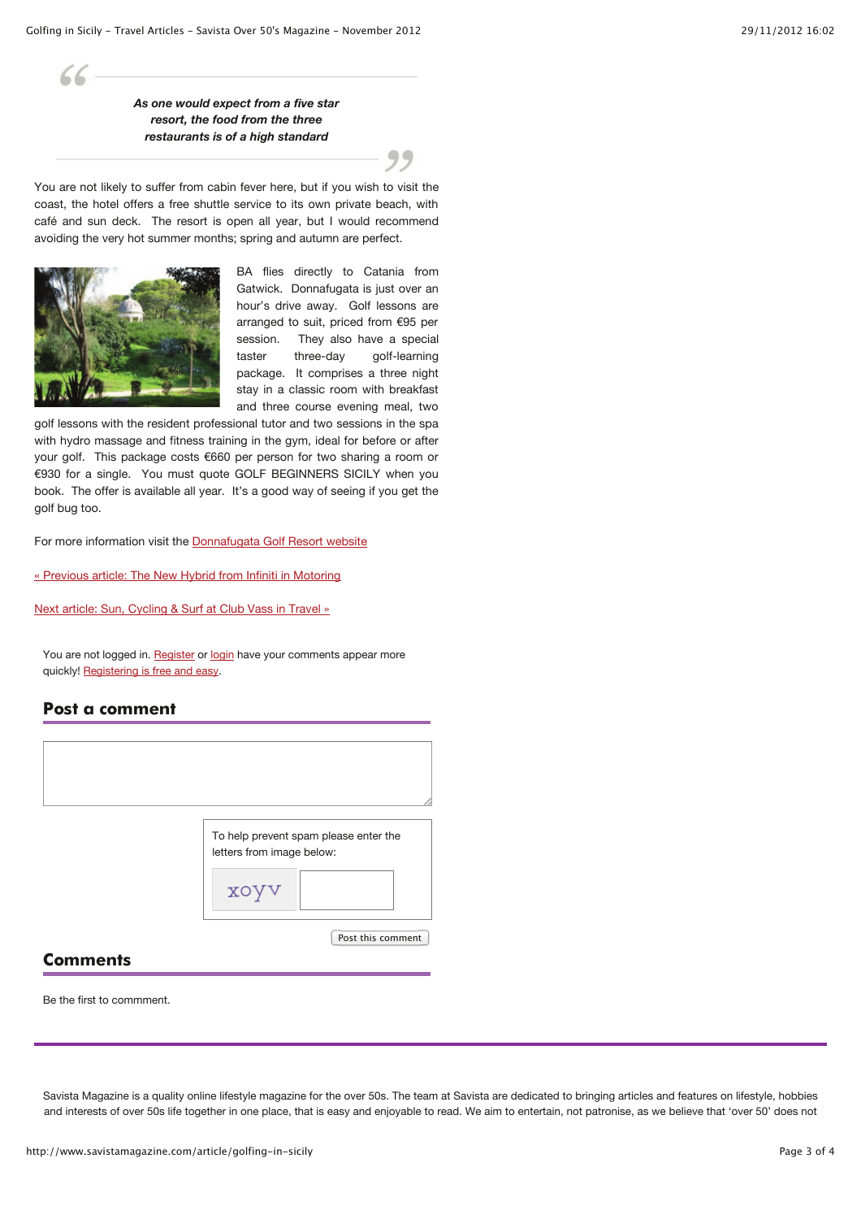> *As one would expect from a five star resort, the food from the three restaurants is of a high standard*

You are not likely to suffer from cabin fever here, but if you wish to visit the coast, the hotel offers a free shuttle service to its own private beach, with café and sun deck. The resort is open all year, but I would recommend avoiding the very hot summer months; spring and autumn are perfect.

BA flies directly to Catania from Gatwick. Donnafugata is just over an hour's drive away. Golf lessons are arranged to suit, priced from €95 per session. They also have a special taster three-day golf-learning package. It comprises a three night stay in a classic room with breakfast and three course evening meal, two golf lessons with the resident professional tutor and two sessions in the spa with hydro massage and fitness training in the gym, ideal for before or after your golf. This package costs €660 per person for two sharing a room or €930 for a single. You must quote GOLF BEGINNERS SICILY when you book. The offer is available all year. It's a good way of seeing if you get the golf bug too.

For more information visit the Donnafugata Golf Resort website

« Previous article: The New Hybrid from Infiniti in Motoring

Next article: Sun, Cycling & Surf at Club Vass in Travel »

You are not logged in. Register or login have your comments appear more quickly! Registering is free and easy.

## Post a comment

To help prevent spam please enter the letters from image below:

Post this comment

## Comments

Be the first to commment.

Savista Magazine is a quality online lifestyle magazine for the over 50s. The team at Savista are dedicated to bringing articles and features on lifestyle, hobbies and interests of over 50s life together in one place, that is easy and enjoyable to read. We aim to entertain, not patronise, as we believe that 'over 50' does not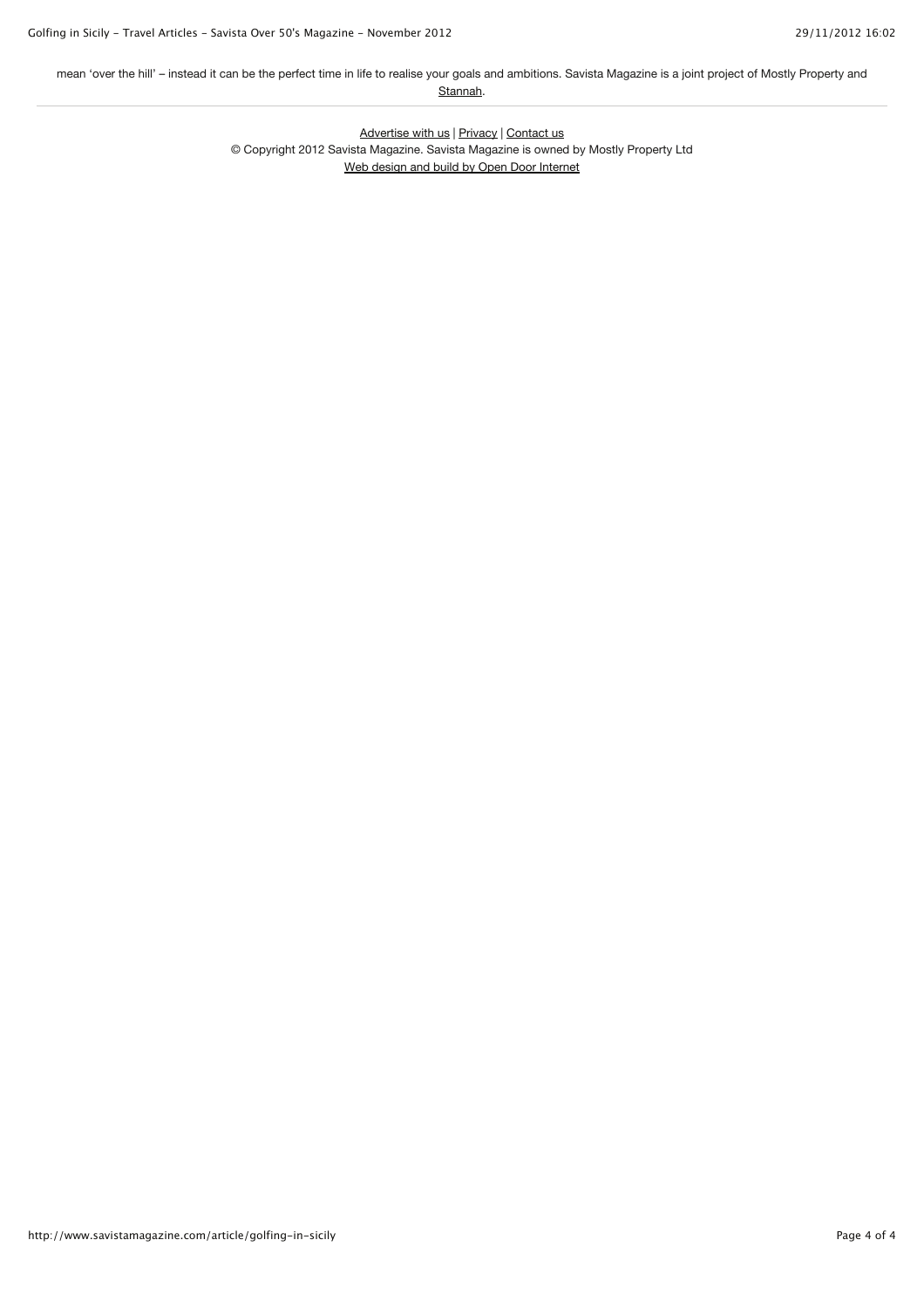mean 'over the hill' – instead it can be the perfect time in life to realise your goals and ambitions. Savista Magazine is a joint project of Mostly Property and Stannah.

---

Advertise with us | Privacy | Contact us

© Copyright 2012 Savista Magazine. Savista Magazine is owned by Mostly Property Ltd

Web design and build by Open Door Internet